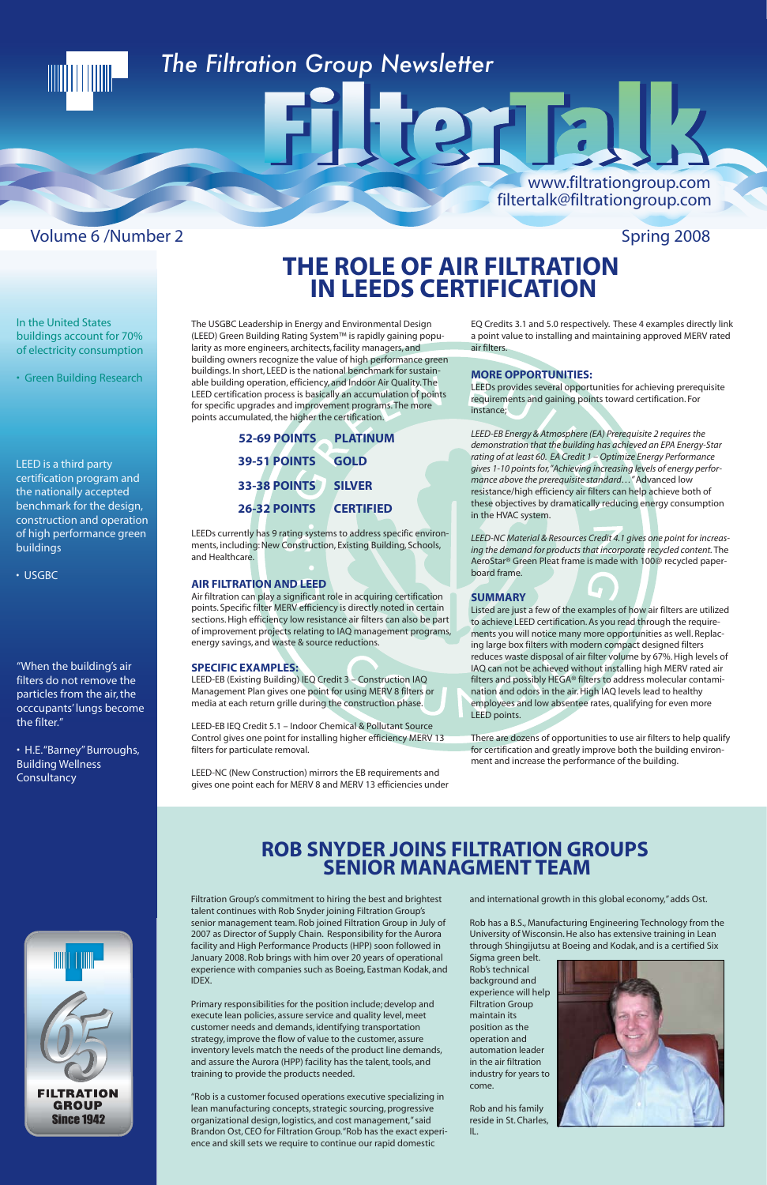# The Filtration Group Newsletter

# FilterTalk

www.filtrationgroup.com
filtertalk@filtrationgroup.com

Volume 6 /Number 2

Spring 2008

In the United States buildings account for 70% of electricity consumption

• Green Building Research

LEED is a third party certification program and the nationally accepted benchmark for the design, construction and operation of high performance green buildings

• USGBC

"When the building's air filters do not remove the particles from the air, the occcupants' lungs become the filter."

• H.E."Barney" Burroughs, Building Wellness Consultancy

## THE ROLE OF AIR FILTRATION IN LEEDS CERTIFICATION

The USGBC Leadership in Energy and Environmental Design (LEED) Green Building Rating System™ is rapidly gaining popularity as more engineers, architects, facility managers, and building owners recognize the value of high performance green buildings. In short, LEED is the national benchmark for sustainable building operation, efficiency, and Indoor Air Quality. The LEED certification process is basically an accumulation of points for specific upgrades and improvement programs. The more points accumulated, the higher the certification.

| | |
|---|---|
| **52-69 POINTS** | **PLATINUM** |
| **39-51 POINTS** | **GOLD** |
| **33-38 POINTS** | **SILVER** |
| **26-32 POINTS** | **CERTIFIED** |

LEEDs currently has 9 rating systems to address specific environments, including: New Construction, Existing Building, Schools, and Healthcare.

### AIR FILTRATION AND LEED

Air filtration can play a significant role in acquiring certification points. Specific filter MERV efficiency is directly noted in certain sections. High efficiency low resistance air filters can also be part of improvement projects relating to IAQ management programs, energy savings, and waste & source reductions.

### SPECIFIC EXAMPLES:

LEED-EB (Existing Building) IEQ Credit 3 – Construction IAQ Management Plan gives one point for using MERV 8 filters or media at each return grille during the construction phase.

LEED-EB IEQ Credit 5.1 – Indoor Chemical & Pollutant Source Control gives one point for installing higher efficiency MERV 13 filters for particulate removal.

LEED-NC (New Construction) mirrors the EB requirements and gives one point each for MERV 8 and MERV 13 efficiencies under EQ Credits 3.1 and 5.0 respectively. These 4 examples directly link a point value to installing and maintaining approved MERV rated air filters.

### MORE OPPORTUNITIES:

LEEDs provides several opportunities for achieving prerequisite requirements and gaining points toward certification. For instance;

*LEED-EB Energy & Atmosphere (EA) Prerequisite 2 requires the demonstration that the building has achieved an EPA Energy-Star rating of at least 60. EA Credit 1 – Optimize Energy Performance gives 1-10 points for, "Achieving increasing levels of energy performance above the prerequisite standard…"* Advanced low resistance/high efficiency air filters can help achieve both of these objectives by dramatically reducing energy consumption in the HVAC system.

*LEED-NC Material & Resources Credit 4.1 gives one point for increasing the demand for products that incorporate recycled content.* The AeroStar® Green Pleat frame is made with 100@ recycled paperboard frame.

### SUMMARY

Listed are just a few of the examples of how air filters are utilized to achieve LEED certification. As you read through the requirements you will notice many more opportunities as well. Replacing large box filters with modern compact designed filters reduces waste disposal of air filter volume by 67%. High levels of IAQ can not be achieved without including high MERV rated air filters and possibly HEGA® filters to address molecular contamination and odors in the air. High IAQ levels lead to healthy employees and low absentee rates, qualifying for even more LEED points.

There are dozens of opportunities to use air filters to help qualify for certification and greatly improve both the building environment and increase the performance of the building.

## ROB SNYDER JOINS FILTRATION GROUPS SENIOR MANAGMENT TEAM

Filtration Group's commitment to hiring the best and brightest talent continues with Rob Snyder joining Filtration Group's senior management team. Rob joined Filtration Group in July of 2007 as Director of Supply Chain. Responsibility for the Aurora facility and High Performance Products (HPP) soon followed in January 2008. Rob brings with him over 20 years of operational experience with companies such as Boeing, Eastman Kodak, and IDEX.

Primary responsibilities for the position include; develop and execute lean policies, assure service and quality level, meet customer needs and demands, identifying transportation strategy, improve the flow of value to the customer, assure inventory levels match the needs of the product line demands, and assure the Aurora (HPP) facility has the talent, tools, and training to provide the products needed.

"Rob is a customer focused operations executive specializing in lean manufacturing concepts, strategic sourcing, progressive organizational design, logistics, and cost management," said Brandon Ost, CEO for Filtration Group. "Rob has the exact experience and skill sets we require to continue our rapid domestic and international growth in this global economy," adds Ost.

Rob has a B.S., Manufacturing Engineering Technology from the University of Wisconsin. He also has extensive training in Lean through Shingijutsu at Boeing and Kodak, and is a certified Six Sigma green belt. Rob's technical background and experience will help Filtration Group maintain its position as the operation and automation leader in the air filtration industry for years to come.

Rob and his family reside in St. Charles, IL.

65 FILTRATION GROUP Since 1942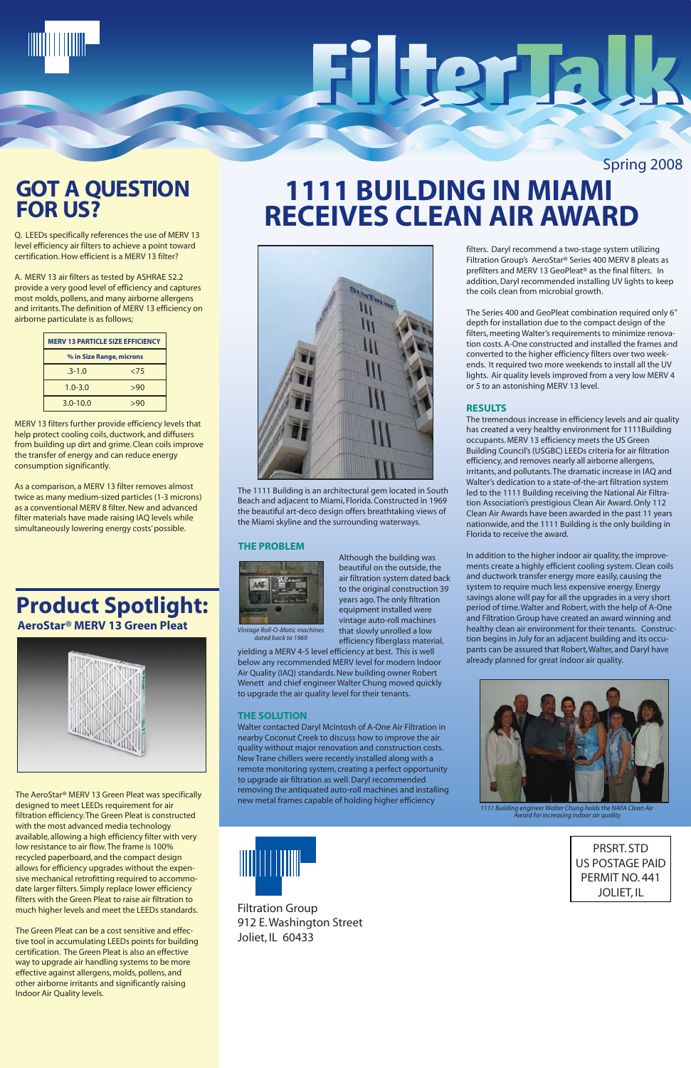# FilterTalk

Spring 2008

## GOT A QUESTION FOR US?

Q. LEEDs specifically references the use of MERV 13 level efficiency air filters to achieve a point toward certification. How efficient is a MERV 13 filter?

A. MERV 13 air filters as tested by ASHRAE 52.2 provide a very good level of efficiency and captures most molds, pollens, and many airborne allergens and irritants. The definition of MERV 13 efficiency on airborne particulate is as follows;

| MERV 13 PARTICLE SIZE EFFICIENCY | |
|---|---|
| % in Size Range, microns | |
| .3-1.0 | <75 |
| 1.0-3.0 | >90 |
| 3.0-10.0 | >90 |

MERV 13 filters further provide efficiency levels that help protect cooling coils, ductwork, and diffusers from building up dirt and grime. Clean coils improve the transfer of energy and can reduce energy consumption significantly.

As a comparison, a MERV 13 filter removes almost twice as many medium-sized particles (1-3 microns) as a conventional MERV 8 filter. New and advanced filter materials have made raising IAQ levels while simultaneously lowering energy costs' possible.

## Product Spotlight:

### AeroStar® MERV 13 Green Pleat

The AeroStar® MERV 13 Green Pleat was specifically designed to meet LEEDs requirement for air filtration efficiency. The Green Pleat is constructed with the most advanced media technology available, allowing a high efficiency filter with very low resistance to air flow. The frame is 100% recycled paperboard, and the compact design allows for efficiency upgrades without the expensive mechanical retrofitting required to accommodate larger filters. Simply replace lower efficiency filters with the Green Pleat to raise air filtration to much higher levels and meet the LEEDs standards.

The Green Pleat can be a cost sensitive and effective tool in accumulating LEEDs points for building certification. The Green Pleat is also an effective way to upgrade air handling systems to be more effective against allergens, molds, pollens, and other airborne irritants and significantly raising Indoor Air Quality levels.

# 1111 BUILDING IN MIAMI RECEIVES CLEAN AIR AWARD

The 1111 Building is an architectural gem located in South Beach and adjacent to Miami, Florida. Constructed in 1969 the beautiful art-deco design offers breathtaking views of the Miami skyline and the surrounding waterways.

### THE PROBLEM

*Vintage Roll-O-Matic machines dated back to 1969*

Although the building was beautiful on the outside, the air filtration system dated back to the original construction 39 years ago. The only filtration equipment installed were vintage auto-roll machines that slowly unrolled a low efficiency fiberglass material, yielding a MERV 4-5 level efficiency at best. This is well below any recommended MERV level for modern Indoor Air Quality (IAQ) standards. New building owner Robert Wenett and chief engineer Walter Chung moved quickly to upgrade the air quality level for their tenants.

### THE SOLUTION

Walter contacted Daryl McIntosh of A-One Air Filtration in nearby Coconut Creek to discuss how to improve the air quality without major renovation and construction costs. New Trane chillers were recently installed along with a remote monitoring system, creating a perfect opportunity to upgrade air filtration as well. Daryl recommended removing the antiquated auto-roll machines and installing new metal frames capable of holding higher efficiency filters. Daryl recommend a two-stage system utilizing Filtration Group's AeroStar® Series 400 MERV 8 pleats as prefilters and MERV 13 GeoPleat® as the final filters. In addition, Daryl recommended installing UV lights to keep the coils clean from microbial growth.

The Series 400 and GeoPleat combination required only 6" depth for installation due to the compact design of the filters, meeting Walter's requirements to minimize renovation costs. A-One constructed and installed the frames and converted to the higher efficiency filters over two weekends. It required two more weekends to install all the UV lights. Air quality levels improved from a very low MERV 4 or 5 to an astonishing MERV 13 level.

### RESULTS

The tremendous increase in efficiency levels and air quality has created a very healthy environment for 1111Building occupants. MERV 13 efficiency meets the US Green Building Council's (USGBC) LEEDs criteria for air filtration efficiency, and removes nearly all airborne allergens, irritants, and pollutants. The dramatic increase in IAQ and Walter's dedication to a state-of-the-art filtration system led to the 1111 Building receiving the National Air Filtration Association's prestigious Clean Air Award. Only 112 Clean Air Awards have been awarded in the past 11 years nationwide, and the 1111 Building is the only building in Florida to receive the award.

In addition to the higher indoor air quality, the improvements create a highly efficient cooling system. Clean coils and ductwork transfer energy more easily, causing the system to require much less expensive energy. Energy savings alone will pay for all the upgrades in a very short period of time. Walter and Robert, with the help of A-One and Filtration Group have created an award winning and healthy clean air environment for their tenants. Construction begins in July for an adjacent building and its occupants can be assured that Robert, Walter, and Daryl have already planned for great indoor air quality.

*1111 Building engineer Walter Chung holds the NAFA Clean Air Award for increasing indoor air quality*

Filtration Group
912 E. Washington Street
Joliet, IL 60433

PRSRT. STD
US POSTAGE PAID
PERMIT NO. 441
JOLIET, IL